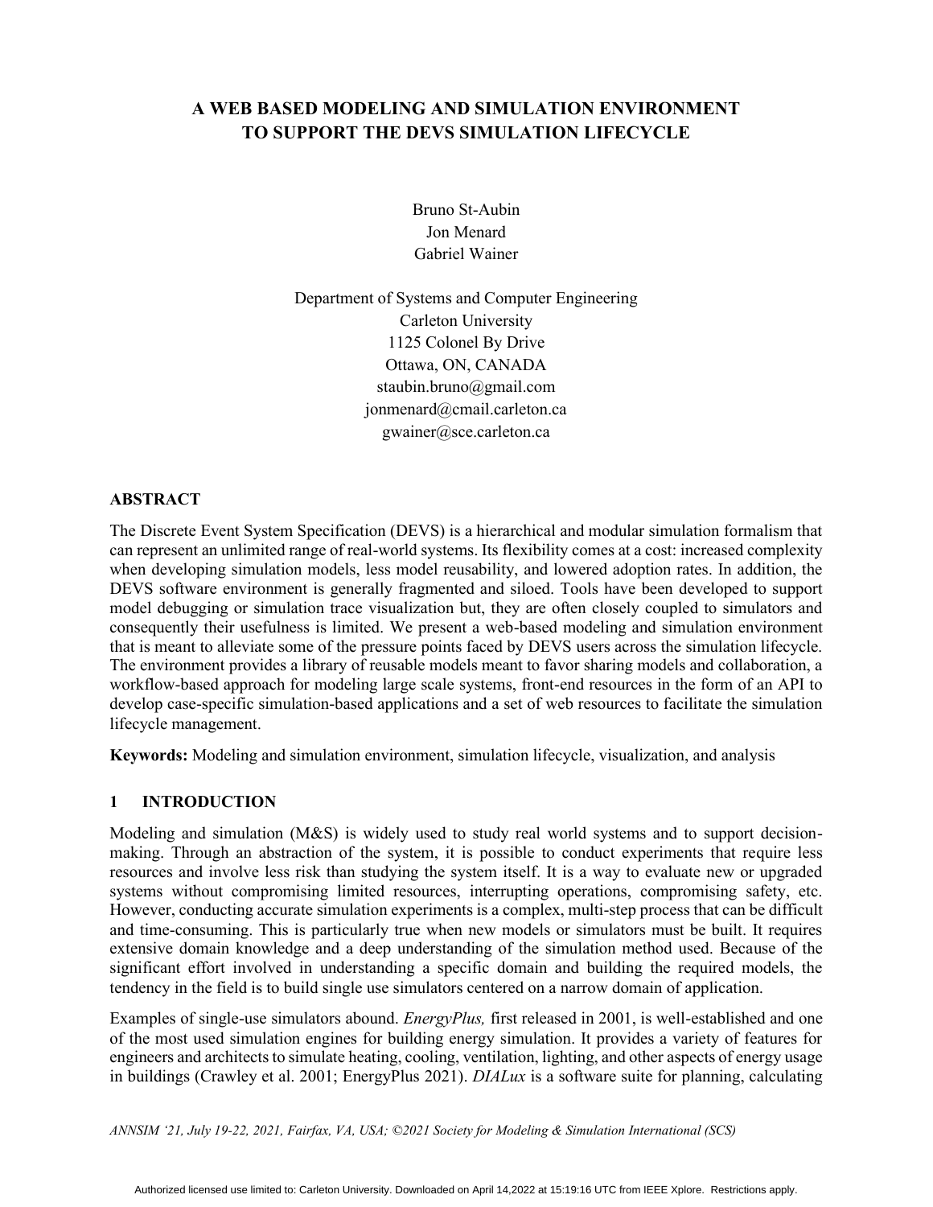# A WEB BASED MODELING AND SIMULATION ENVIRONMENT TO SUPPORT THE DEVS SIMULATION LIFECYCLE

Bruno St-Aubin
Jon Menard
Gabriel Wainer

Department of Systems and Computer Engineering
Carleton University
1125 Colonel By Drive
Ottawa, ON, CANADA
staubin.bruno@gmail.com
jonmenard@cmail.carleton.ca
gwainer@sce.carleton.ca

## ABSTRACT

The Discrete Event System Specification (DEVS) is a hierarchical and modular simulation formalism that can represent an unlimited range of real-world systems. Its flexibility comes at a cost: increased complexity when developing simulation models, less model reusability, and lowered adoption rates. In addition, the DEVS software environment is generally fragmented and siloed. Tools have been developed to support model debugging or simulation trace visualization but, they are often closely coupled to simulators and consequently their usefulness is limited. We present a web-based modeling and simulation environment that is meant to alleviate some of the pressure points faced by DEVS users across the simulation lifecycle. The environment provides a library of reusable models meant to favor sharing models and collaboration, a workflow-based approach for modeling large scale systems, front-end resources in the form of an API to develop case-specific simulation-based applications and a set of web resources to facilitate the simulation lifecycle management.

**Keywords:** Modeling and simulation environment, simulation lifecycle, visualization, and analysis

## 1 INTRODUCTION

Modeling and simulation (M&S) is widely used to study real world systems and to support decision-making. Through an abstraction of the system, it is possible to conduct experiments that require less resources and involve less risk than studying the system itself. It is a way to evaluate new or upgraded systems without compromising limited resources, interrupting operations, compromising safety, etc. However, conducting accurate simulation experiments is a complex, multi-step process that can be difficult and time-consuming. This is particularly true when new models or simulators must be built. It requires extensive domain knowledge and a deep understanding of the simulation method used. Because of the significant effort involved in understanding a specific domain and building the required models, the tendency in the field is to build single use simulators centered on a narrow domain of application.

Examples of single-use simulators abound. *EnergyPlus,* first released in 2001, is well-established and one of the most used simulation engines for building energy simulation. It provides a variety of features for engineers and architects to simulate heating, cooling, ventilation, lighting, and other aspects of energy usage in buildings (Crawley et al. 2001; EnergyPlus 2021). *DIALux* is a software suite for planning, calculating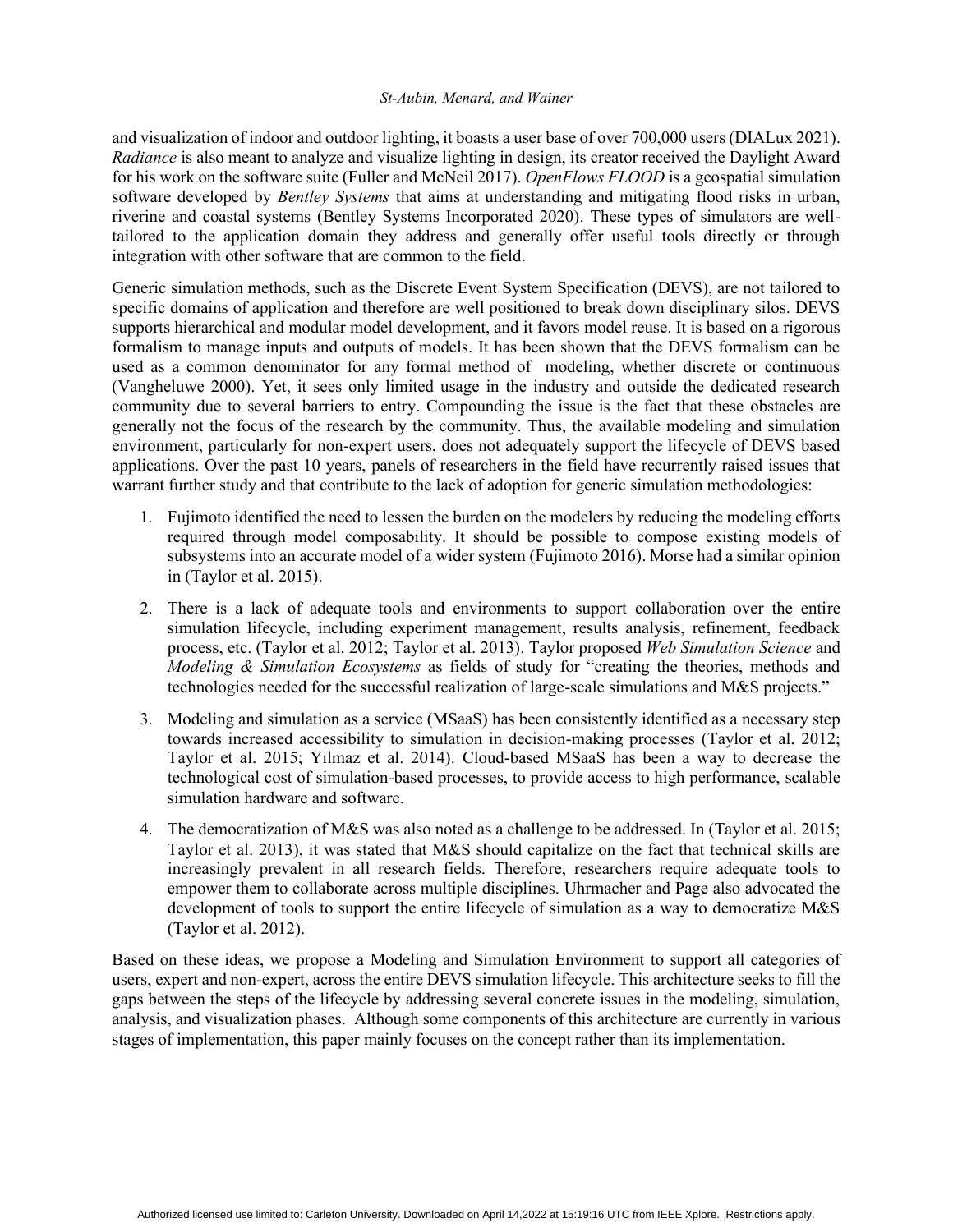and visualization of indoor and outdoor lighting, it boasts a user base of over 700,000 users (DIALux 2021). *Radiance* is also meant to analyze and visualize lighting in design, its creator received the Daylight Award for his work on the software suite (Fuller and McNeil 2017). *OpenFlows FLOOD* is a geospatial simulation software developed by *Bentley Systems* that aims at understanding and mitigating flood risks in urban, riverine and coastal systems (Bentley Systems Incorporated 2020). These types of simulators are well-tailored to the application domain they address and generally offer useful tools directly or through integration with other software that are common to the field.

Generic simulation methods, such as the Discrete Event System Specification (DEVS), are not tailored to specific domains of application and therefore are well positioned to break down disciplinary silos. DEVS supports hierarchical and modular model development, and it favors model reuse. It is based on a rigorous formalism to manage inputs and outputs of models. It has been shown that the DEVS formalism can be used as a common denominator for any formal method of modeling, whether discrete or continuous (Vangheluwe 2000). Yet, it sees only limited usage in the industry and outside the dedicated research community due to several barriers to entry. Compounding the issue is the fact that these obstacles are generally not the focus of the research by the community. Thus, the available modeling and simulation environment, particularly for non-expert users, does not adequately support the lifecycle of DEVS based applications. Over the past 10 years, panels of researchers in the field have recurrently raised issues that warrant further study and that contribute to the lack of adoption for generic simulation methodologies:

1. Fujimoto identified the need to lessen the burden on the modelers by reducing the modeling efforts required through model composability. It should be possible to compose existing models of subsystems into an accurate model of a wider system (Fujimoto 2016). Morse had a similar opinion in (Taylor et al. 2015).

2. There is a lack of adequate tools and environments to support collaboration over the entire simulation lifecycle, including experiment management, results analysis, refinement, feedback process, etc. (Taylor et al. 2012; Taylor et al. 2013). Taylor proposed *Web Simulation Science* and *Modeling & Simulation Ecosystems* as fields of study for "creating the theories, methods and technologies needed for the successful realization of large-scale simulations and M&S projects."

3. Modeling and simulation as a service (MSaaS) has been consistently identified as a necessary step towards increased accessibility to simulation in decision-making processes (Taylor et al. 2012; Taylor et al. 2015; Yilmaz et al. 2014). Cloud-based MSaaS has been a way to decrease the technological cost of simulation-based processes, to provide access to high performance, scalable simulation hardware and software.

4. The democratization of M&S was also noted as a challenge to be addressed. In (Taylor et al. 2015; Taylor et al. 2013), it was stated that M&S should capitalize on the fact that technical skills are increasingly prevalent in all research fields. Therefore, researchers require adequate tools to empower them to collaborate across multiple disciplines. Uhrmacher and Page also advocated the development of tools to support the entire lifecycle of simulation as a way to democratize M&S (Taylor et al. 2012).

Based on these ideas, we propose a Modeling and Simulation Environment to support all categories of users, expert and non-expert, across the entire DEVS simulation lifecycle. This architecture seeks to fill the gaps between the steps of the lifecycle by addressing several concrete issues in the modeling, simulation, analysis, and visualization phases. Although some components of this architecture are currently in various stages of implementation, this paper mainly focuses on the concept rather than its implementation.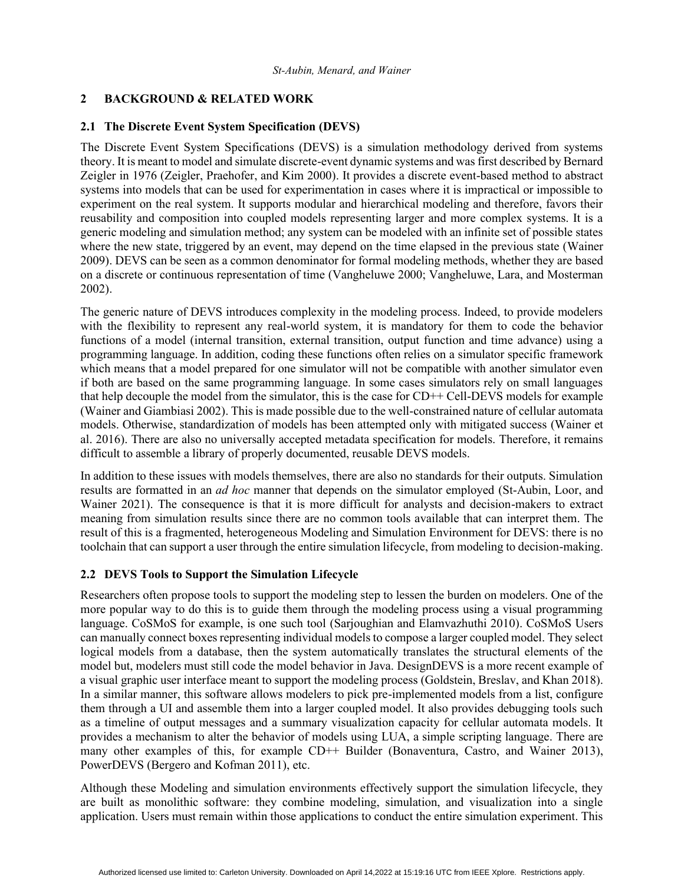## 2 BACKGROUND & RELATED WORK

### 2.1 The Discrete Event System Specification (DEVS)

The Discrete Event System Specifications (DEVS) is a simulation methodology derived from systems theory. It is meant to model and simulate discrete-event dynamic systems and was first described by Bernard Zeigler in 1976 (Zeigler, Praehofer, and Kim 2000). It provides a discrete event-based method to abstract systems into models that can be used for experimentation in cases where it is impractical or impossible to experiment on the real system. It supports modular and hierarchical modeling and therefore, favors their reusability and composition into coupled models representing larger and more complex systems. It is a generic modeling and simulation method; any system can be modeled with an infinite set of possible states where the new state, triggered by an event, may depend on the time elapsed in the previous state (Wainer 2009). DEVS can be seen as a common denominator for formal modeling methods, whether they are based on a discrete or continuous representation of time (Vangheluwe 2000; Vangheluwe, Lara, and Mosterman 2002).

The generic nature of DEVS introduces complexity in the modeling process. Indeed, to provide modelers with the flexibility to represent any real-world system, it is mandatory for them to code the behavior functions of a model (internal transition, external transition, output function and time advance) using a programming language. In addition, coding these functions often relies on a simulator specific framework which means that a model prepared for one simulator will not be compatible with another simulator even if both are based on the same programming language. In some cases simulators rely on small languages that help decouple the model from the simulator, this is the case for CD++ Cell-DEVS models for example (Wainer and Giambiasi 2002). This is made possible due to the well-constrained nature of cellular automata models. Otherwise, standardization of models has been attempted only with mitigated success (Wainer et al. 2016). There are also no universally accepted metadata specification for models. Therefore, it remains difficult to assemble a library of properly documented, reusable DEVS models.

In addition to these issues with models themselves, there are also no standards for their outputs. Simulation results are formatted in an *ad hoc* manner that depends on the simulator employed (St-Aubin, Loor, and Wainer 2021). The consequence is that it is more difficult for analysts and decision-makers to extract meaning from simulation results since there are no common tools available that can interpret them. The result of this is a fragmented, heterogeneous Modeling and Simulation Environment for DEVS: there is no toolchain that can support a user through the entire simulation lifecycle, from modeling to decision-making.

### 2.2 DEVS Tools to Support the Simulation Lifecycle

Researchers often propose tools to support the modeling step to lessen the burden on modelers. One of the more popular way to do this is to guide them through the modeling process using a visual programming language. CoSMoS for example, is one such tool (Sarjoughian and Elamvazhuthi 2010). CoSMoS Users can manually connect boxes representing individual models to compose a larger coupled model. They select logical models from a database, then the system automatically translates the structural elements of the model but, modelers must still code the model behavior in Java. DesignDEVS is a more recent example of a visual graphic user interface meant to support the modeling process (Goldstein, Breslav, and Khan 2018). In a similar manner, this software allows modelers to pick pre-implemented models from a list, configure them through a UI and assemble them into a larger coupled model. It also provides debugging tools such as a timeline of output messages and a summary visualization capacity for cellular automata models. It provides a mechanism to alter the behavior of models using LUA, a simple scripting language. There are many other examples of this, for example CD++ Builder (Bonaventura, Castro, and Wainer 2013), PowerDEVS (Bergero and Kofman 2011), etc.

Although these Modeling and simulation environments effectively support the simulation lifecycle, they are built as monolithic software: they combine modeling, simulation, and visualization into a single application. Users must remain within those applications to conduct the entire simulation experiment. This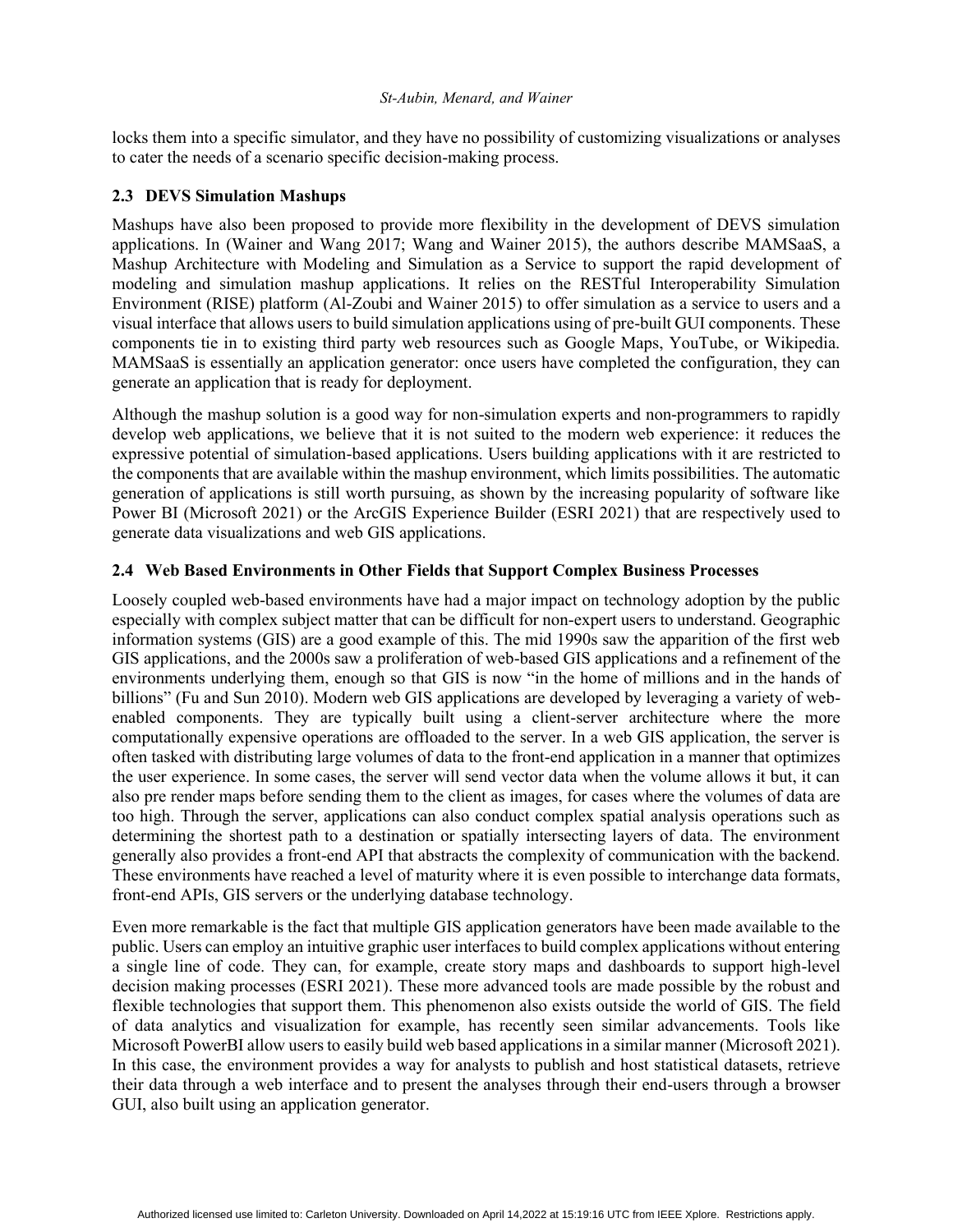locks them into a specific simulator, and they have no possibility of customizing visualizations or analyses to cater the needs of a scenario specific decision-making process.

### 2.3 DEVS Simulation Mashups

Mashups have also been proposed to provide more flexibility in the development of DEVS simulation applications. In (Wainer and Wang 2017; Wang and Wainer 2015), the authors describe MAMSaaS, a Mashup Architecture with Modeling and Simulation as a Service to support the rapid development of modeling and simulation mashup applications. It relies on the RESTful Interoperability Simulation Environment (RISE) platform (Al-Zoubi and Wainer 2015) to offer simulation as a service to users and a visual interface that allows users to build simulation applications using of pre-built GUI components. These components tie in to existing third party web resources such as Google Maps, YouTube, or Wikipedia. MAMSaaS is essentially an application generator: once users have completed the configuration, they can generate an application that is ready for deployment.

Although the mashup solution is a good way for non-simulation experts and non-programmers to rapidly develop web applications, we believe that it is not suited to the modern web experience: it reduces the expressive potential of simulation-based applications. Users building applications with it are restricted to the components that are available within the mashup environment, which limits possibilities. The automatic generation of applications is still worth pursuing, as shown by the increasing popularity of software like Power BI (Microsoft 2021) or the ArcGIS Experience Builder (ESRI 2021) that are respectively used to generate data visualizations and web GIS applications.

### 2.4 Web Based Environments in Other Fields that Support Complex Business Processes

Loosely coupled web-based environments have had a major impact on technology adoption by the public especially with complex subject matter that can be difficult for non-expert users to understand. Geographic information systems (GIS) are a good example of this. The mid 1990s saw the apparition of the first web GIS applications, and the 2000s saw a proliferation of web-based GIS applications and a refinement of the environments underlying them, enough so that GIS is now "in the home of millions and in the hands of billions" (Fu and Sun 2010). Modern web GIS applications are developed by leveraging a variety of web-enabled components. They are typically built using a client-server architecture where the more computationally expensive operations are offloaded to the server. In a web GIS application, the server is often tasked with distributing large volumes of data to the front-end application in a manner that optimizes the user experience. In some cases, the server will send vector data when the volume allows it but, it can also pre render maps before sending them to the client as images, for cases where the volumes of data are too high. Through the server, applications can also conduct complex spatial analysis operations such as determining the shortest path to a destination or spatially intersecting layers of data. The environment generally also provides a front-end API that abstracts the complexity of communication with the backend. These environments have reached a level of maturity where it is even possible to interchange data formats, front-end APIs, GIS servers or the underlying database technology.

Even more remarkable is the fact that multiple GIS application generators have been made available to the public. Users can employ an intuitive graphic user interfaces to build complex applications without entering a single line of code. They can, for example, create story maps and dashboards to support high-level decision making processes (ESRI 2021). These more advanced tools are made possible by the robust and flexible technologies that support them. This phenomenon also exists outside the world of GIS. The field of data analytics and visualization for example, has recently seen similar advancements. Tools like Microsoft PowerBI allow users to easily build web based applications in a similar manner (Microsoft 2021). In this case, the environment provides a way for analysts to publish and host statistical datasets, retrieve their data through a web interface and to present the analyses through their end-users through a browser GUI, also built using an application generator.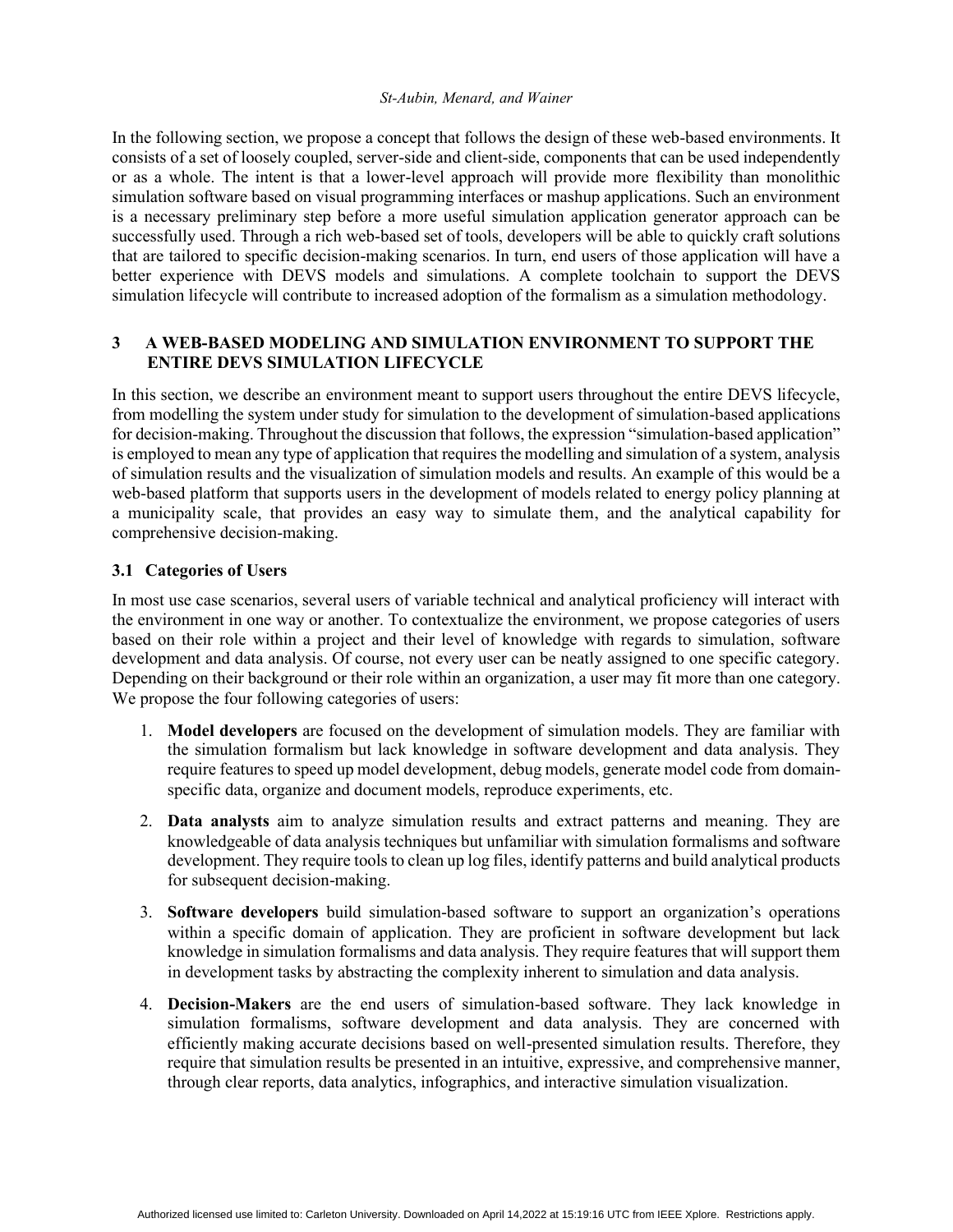In the following section, we propose a concept that follows the design of these web-based environments. It consists of a set of loosely coupled, server-side and client-side, components that can be used independently or as a whole. The intent is that a lower-level approach will provide more flexibility than monolithic simulation software based on visual programming interfaces or mashup applications. Such an environment is a necessary preliminary step before a more useful simulation application generator approach can be successfully used. Through a rich web-based set of tools, developers will be able to quickly craft solutions that are tailored to specific decision-making scenarios. In turn, end users of those application will have a better experience with DEVS models and simulations. A complete toolchain to support the DEVS simulation lifecycle will contribute to increased adoption of the formalism as a simulation methodology.

## 3 A WEB-BASED MODELING AND SIMULATION ENVIRONMENT TO SUPPORT THE ENTIRE DEVS SIMULATION LIFECYCLE

In this section, we describe an environment meant to support users throughout the entire DEVS lifecycle, from modelling the system under study for simulation to the development of simulation-based applications for decision-making. Throughout the discussion that follows, the expression "simulation-based application" is employed to mean any type of application that requires the modelling and simulation of a system, analysis of simulation results and the visualization of simulation models and results. An example of this would be a web-based platform that supports users in the development of models related to energy policy planning at a municipality scale, that provides an easy way to simulate them, and the analytical capability for comprehensive decision-making.

### 3.1 Categories of Users

In most use case scenarios, several users of variable technical and analytical proficiency will interact with the environment in one way or another. To contextualize the environment, we propose categories of users based on their role within a project and their level of knowledge with regards to simulation, software development and data analysis. Of course, not every user can be neatly assigned to one specific category. Depending on their background or their role within an organization, a user may fit more than one category. We propose the four following categories of users:

1. **Model developers** are focused on the development of simulation models. They are familiar with the simulation formalism but lack knowledge in software development and data analysis. They require features to speed up model development, debug models, generate model code from domain-specific data, organize and document models, reproduce experiments, etc.
2. **Data analysts** aim to analyze simulation results and extract patterns and meaning. They are knowledgeable of data analysis techniques but unfamiliar with simulation formalisms and software development. They require tools to clean up log files, identify patterns and build analytical products for subsequent decision-making.
3. **Software developers** build simulation-based software to support an organization's operations within a specific domain of application. They are proficient in software development but lack knowledge in simulation formalisms and data analysis. They require features that will support them in development tasks by abstracting the complexity inherent to simulation and data analysis.
4. **Decision-Makers** are the end users of simulation-based software. They lack knowledge in simulation formalisms, software development and data analysis. They are concerned with efficiently making accurate decisions based on well-presented simulation results. Therefore, they require that simulation results be presented in an intuitive, expressive, and comprehensive manner, through clear reports, data analytics, infographics, and interactive simulation visualization.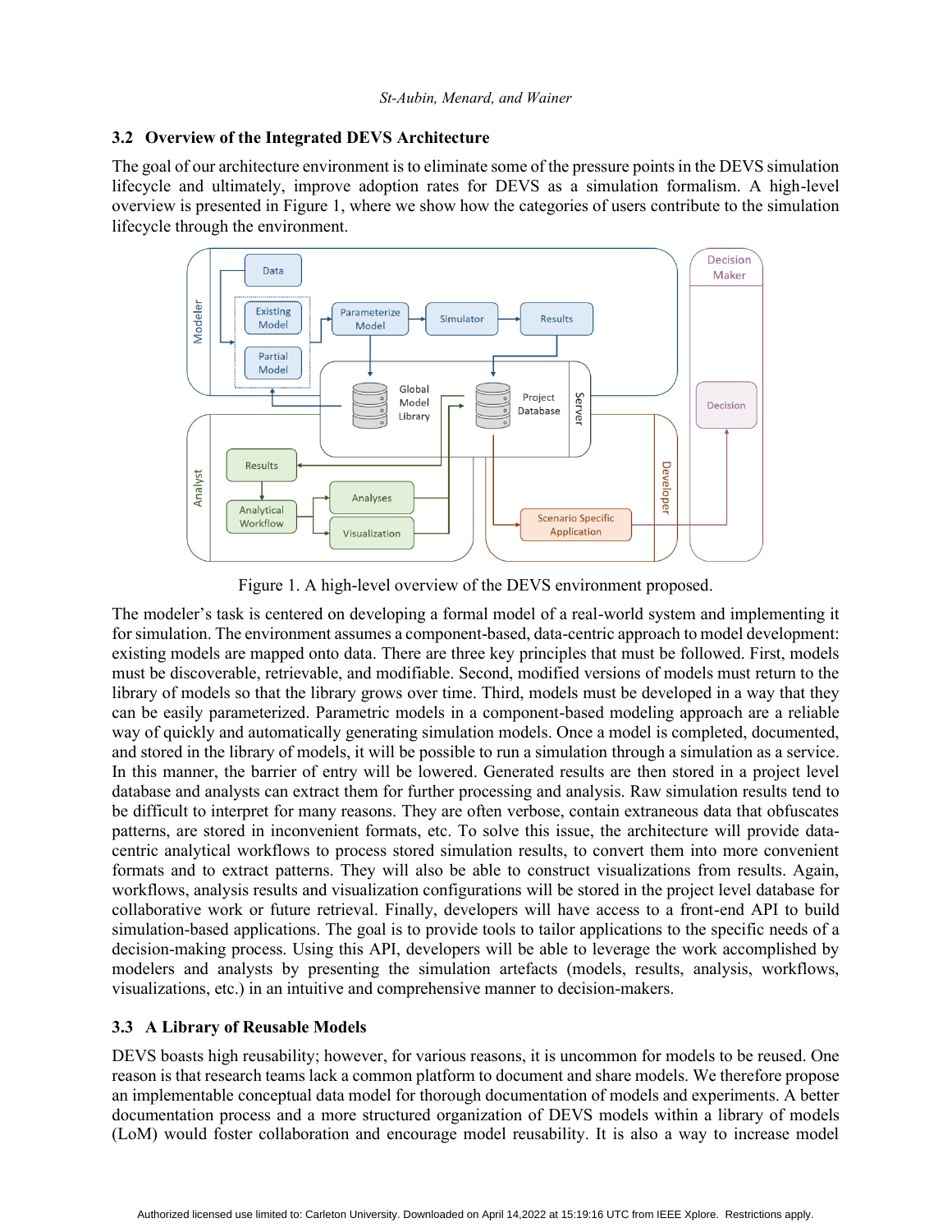### 3.2 Overview of the Integrated DEVS Architecture

The goal of our architecture environment is to eliminate some of the pressure points in the DEVS simulation lifecycle and ultimately, improve adoption rates for DEVS as a simulation formalism. A high-level overview is presented in Figure 1, where we show how the categories of users contribute to the simulation lifecycle through the environment.

Figure 1. A high-level overview of the DEVS environment proposed.

The modeler's task is centered on developing a formal model of a real-world system and implementing it for simulation. The environment assumes a component-based, data-centric approach to model development: existing models are mapped onto data. There are three key principles that must be followed. First, models must be discoverable, retrievable, and modifiable. Second, modified versions of models must return to the library of models so that the library grows over time. Third, models must be developed in a way that they can be easily parameterized. Parametric models in a component-based modeling approach are a reliable way of quickly and automatically generating simulation models. Once a model is completed, documented, and stored in the library of models, it will be possible to run a simulation through a simulation as a service. In this manner, the barrier of entry will be lowered. Generated results are then stored in a project level database and analysts can extract them for further processing and analysis. Raw simulation results tend to be difficult to interpret for many reasons. They are often verbose, contain extraneous data that obfuscates patterns, are stored in inconvenient formats, etc. To solve this issue, the architecture will provide data-centric analytical workflows to process stored simulation results, to convert them into more convenient formats and to extract patterns. They will also be able to construct visualizations from results. Again, workflows, analysis results and visualization configurations will be stored in the project level database for collaborative work or future retrieval. Finally, developers will have access to a front-end API to build simulation-based applications. The goal is to provide tools to tailor applications to the specific needs of a decision-making process. Using this API, developers will be able to leverage the work accomplished by modelers and analysts by presenting the simulation artefacts (models, results, analysis, workflows, visualizations, etc.) in an intuitive and comprehensive manner to decision-makers.

### 3.3 A Library of Reusable Models

DEVS boasts high reusability; however, for various reasons, it is uncommon for models to be reused. One reason is that research teams lack a common platform to document and share models. We therefore propose an implementable conceptual data model for thorough documentation of models and experiments. A better documentation process and a more structured organization of DEVS models within a library of models (LoM) would foster collaboration and encourage model reusability. It is also a way to increase model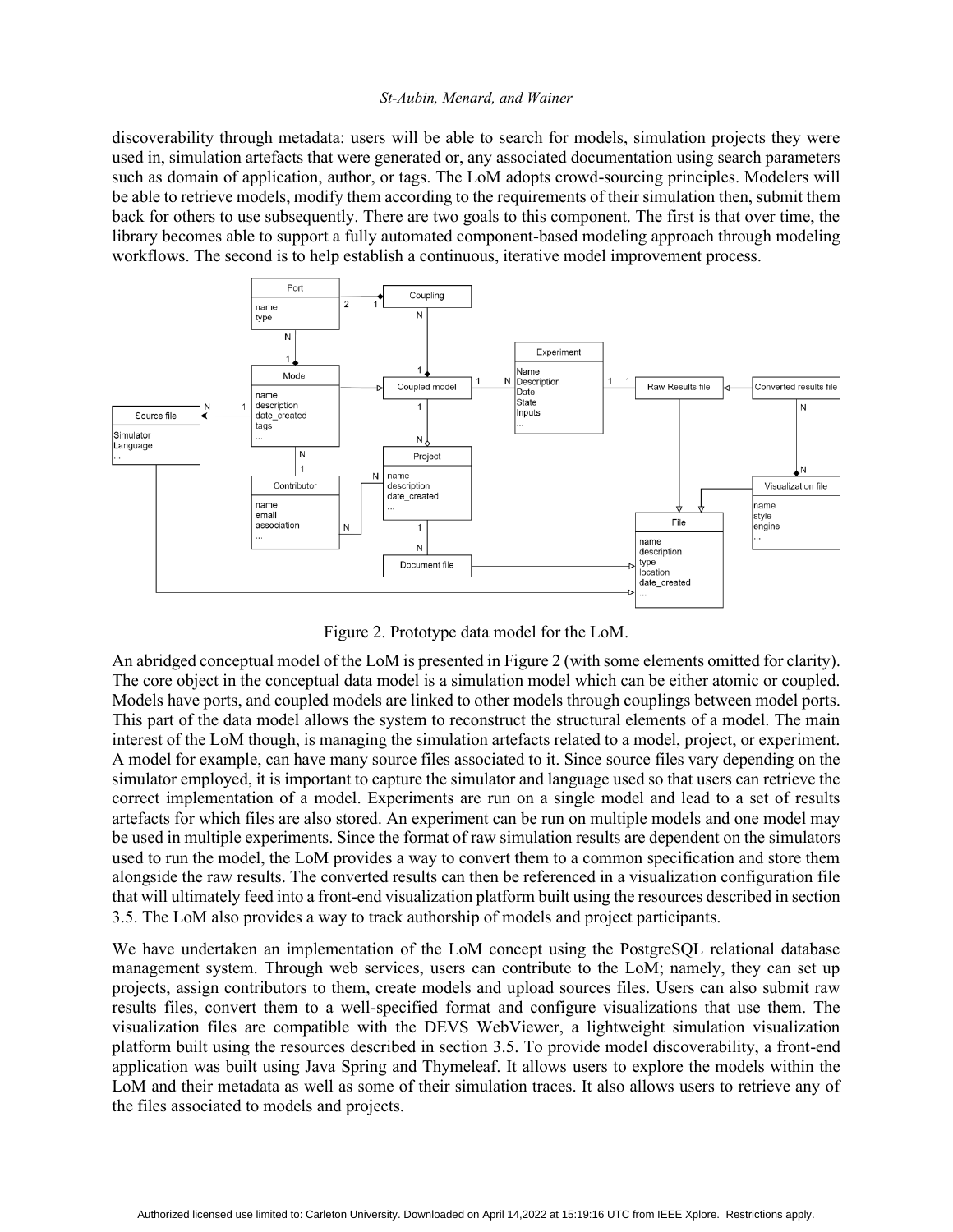discoverability through metadata: users will be able to search for models, simulation projects they were used in, simulation artefacts that were generated or, any associated documentation using search parameters such as domain of application, author, or tags. The LoM adopts crowd-sourcing principles. Modelers will be able to retrieve models, modify them according to the requirements of their simulation then, submit them back for others to use subsequently. There are two goals to this component. The first is that over time, the library becomes able to support a fully automated component-based modeling approach through modeling workflows. The second is to help establish a continuous, iterative model improvement process.

Figure 2. Prototype data model for the LoM.

An abridged conceptual model of the LoM is presented in Figure 2 (with some elements omitted for clarity). The core object in the conceptual data model is a simulation model which can be either atomic or coupled. Models have ports, and coupled models are linked to other models through couplings between model ports. This part of the data model allows the system to reconstruct the structural elements of a model. The main interest of the LoM though, is managing the simulation artefacts related to a model, project, or experiment. A model for example, can have many source files associated to it. Since source files vary depending on the simulator employed, it is important to capture the simulator and language used so that users can retrieve the correct implementation of a model. Experiments are run on a single model and lead to a set of results artefacts for which files are also stored. An experiment can be run on multiple models and one model may be used in multiple experiments. Since the format of raw simulation results are dependent on the simulators used to run the model, the LoM provides a way to convert them to a common specification and store them alongside the raw results. The converted results can then be referenced in a visualization configuration file that will ultimately feed into a front-end visualization platform built using the resources described in section 3.5. The LoM also provides a way to track authorship of models and project participants.

We have undertaken an implementation of the LoM concept using the PostgreSQL relational database management system. Through web services, users can contribute to the LoM; namely, they can set up projects, assign contributors to them, create models and upload sources files. Users can also submit raw results files, convert them to a well-specified format and configure visualizations that use them. The visualization files are compatible with the DEVS WebViewer, a lightweight simulation visualization platform built using the resources described in section 3.5. To provide model discoverability, a front-end application was built using Java Spring and Thymeleaf. It allows users to explore the models within the LoM and their metadata as well as some of their simulation traces. It also allows users to retrieve any of the files associated to models and projects.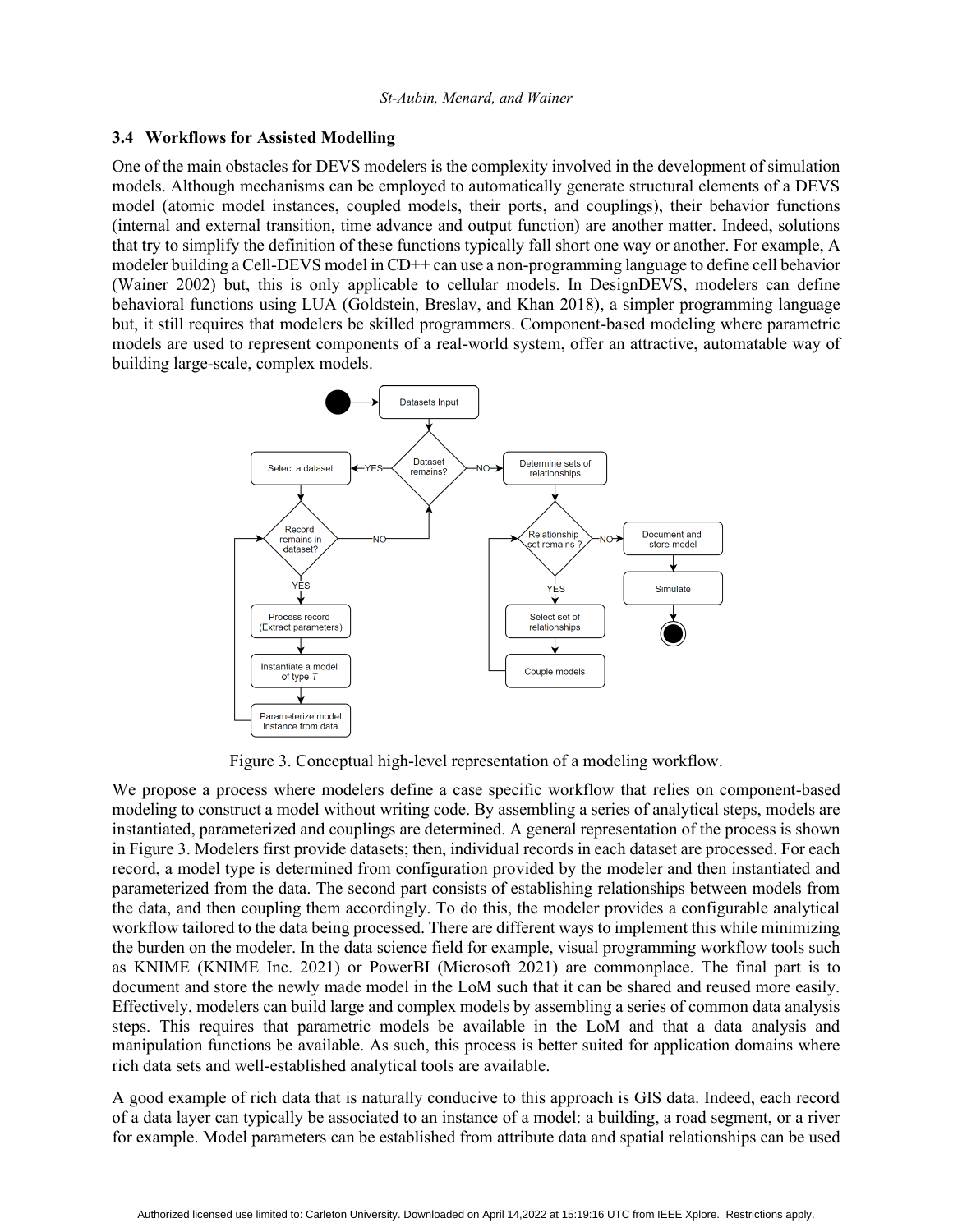### 3.4 Workflows for Assisted Modelling

One of the main obstacles for DEVS modelers is the complexity involved in the development of simulation models. Although mechanisms can be employed to automatically generate structural elements of a DEVS model (atomic model instances, coupled models, their ports, and couplings), their behavior functions (internal and external transition, time advance and output function) are another matter. Indeed, solutions that try to simplify the definition of these functions typically fall short one way or another. For example, A modeler building a Cell-DEVS model in CD++ can use a non-programming language to define cell behavior (Wainer 2002) but, this is only applicable to cellular models. In DesignDEVS, modelers can define behavioral functions using LUA (Goldstein, Breslav, and Khan 2018), a simpler programming language but, it still requires that modelers be skilled programmers. Component-based modeling where parametric models are used to represent components of a real-world system, offer an attractive, automatable way of building large-scale, complex models.

Figure 3. Conceptual high-level representation of a modeling workflow.

We propose a process where modelers define a case specific workflow that relies on component-based modeling to construct a model without writing code. By assembling a series of analytical steps, models are instantiated, parameterized and couplings are determined. A general representation of the process is shown in Figure 3. Modelers first provide datasets; then, individual records in each dataset are processed. For each record, a model type is determined from configuration provided by the modeler and then instantiated and parameterized from the data. The second part consists of establishing relationships between models from the data, and then coupling them accordingly. To do this, the modeler provides a configurable analytical workflow tailored to the data being processed. There are different ways to implement this while minimizing the burden on the modeler. In the data science field for example, visual programming workflow tools such as KNIME (KNIME Inc. 2021) or PowerBI (Microsoft 2021) are commonplace. The final part is to document and store the newly made model in the LoM such that it can be shared and reused more easily. Effectively, modelers can build large and complex models by assembling a series of common data analysis steps. This requires that parametric models be available in the LoM and that a data analysis and manipulation functions be available. As such, this process is better suited for application domains where rich data sets and well-established analytical tools are available.

A good example of rich data that is naturally conducive to this approach is GIS data. Indeed, each record of a data layer can typically be associated to an instance of a model: a building, a road segment, or a river for example. Model parameters can be established from attribute data and spatial relationships can be used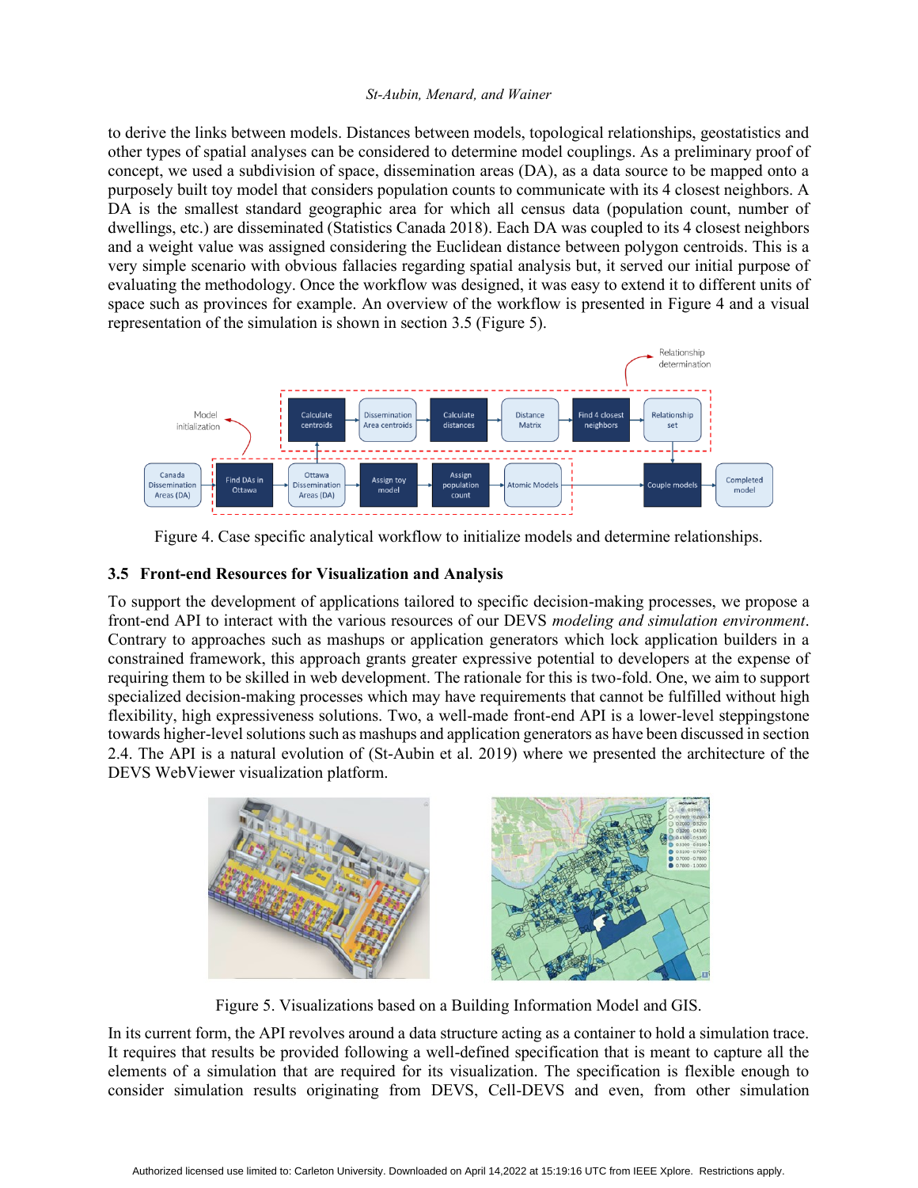to derive the links between models. Distances between models, topological relationships, geostatistics and other types of spatial analyses can be considered to determine model couplings. As a preliminary proof of concept, we used a subdivision of space, dissemination areas (DA), as a data source to be mapped onto a purposely built toy model that considers population counts to communicate with its 4 closest neighbors. A DA is the smallest standard geographic area for which all census data (population count, number of dwellings, etc.) are disseminated (Statistics Canada 2018). Each DA was coupled to its 4 closest neighbors and a weight value was assigned considering the Euclidean distance between polygon centroids. This is a very simple scenario with obvious fallacies regarding spatial analysis but, it served our initial purpose of evaluating the methodology. Once the workflow was designed, it was easy to extend it to different units of space such as provinces for example. An overview of the workflow is presented in Figure 4 and a visual representation of the simulation is shown in section 3.5 (Figure 5).

Figure 4. Case specific analytical workflow to initialize models and determine relationships.

## 3.5 Front-end Resources for Visualization and Analysis

To support the development of applications tailored to specific decision-making processes, we propose a front-end API to interact with the various resources of our DEVS *modeling and simulation environment*. Contrary to approaches such as mashups or application generators which lock application builders in a constrained framework, this approach grants greater expressive potential to developers at the expense of requiring them to be skilled in web development. The rationale for this is two-fold. One, we aim to support specialized decision-making processes which may have requirements that cannot be fulfilled without high flexibility, high expressiveness solutions. Two, a well-made front-end API is a lower-level steppingstone towards higher-level solutions such as mashups and application generators as have been discussed in section 2.4. The API is a natural evolution of (St-Aubin et al. 2019) where we presented the architecture of the DEVS WebViewer visualization platform.

Figure 5. Visualizations based on a Building Information Model and GIS.

In its current form, the API revolves around a data structure acting as a container to hold a simulation trace. It requires that results be provided following a well-defined specification that is meant to capture all the elements of a simulation that are required for its visualization. The specification is flexible enough to consider simulation results originating from DEVS, Cell-DEVS and even, from other simulation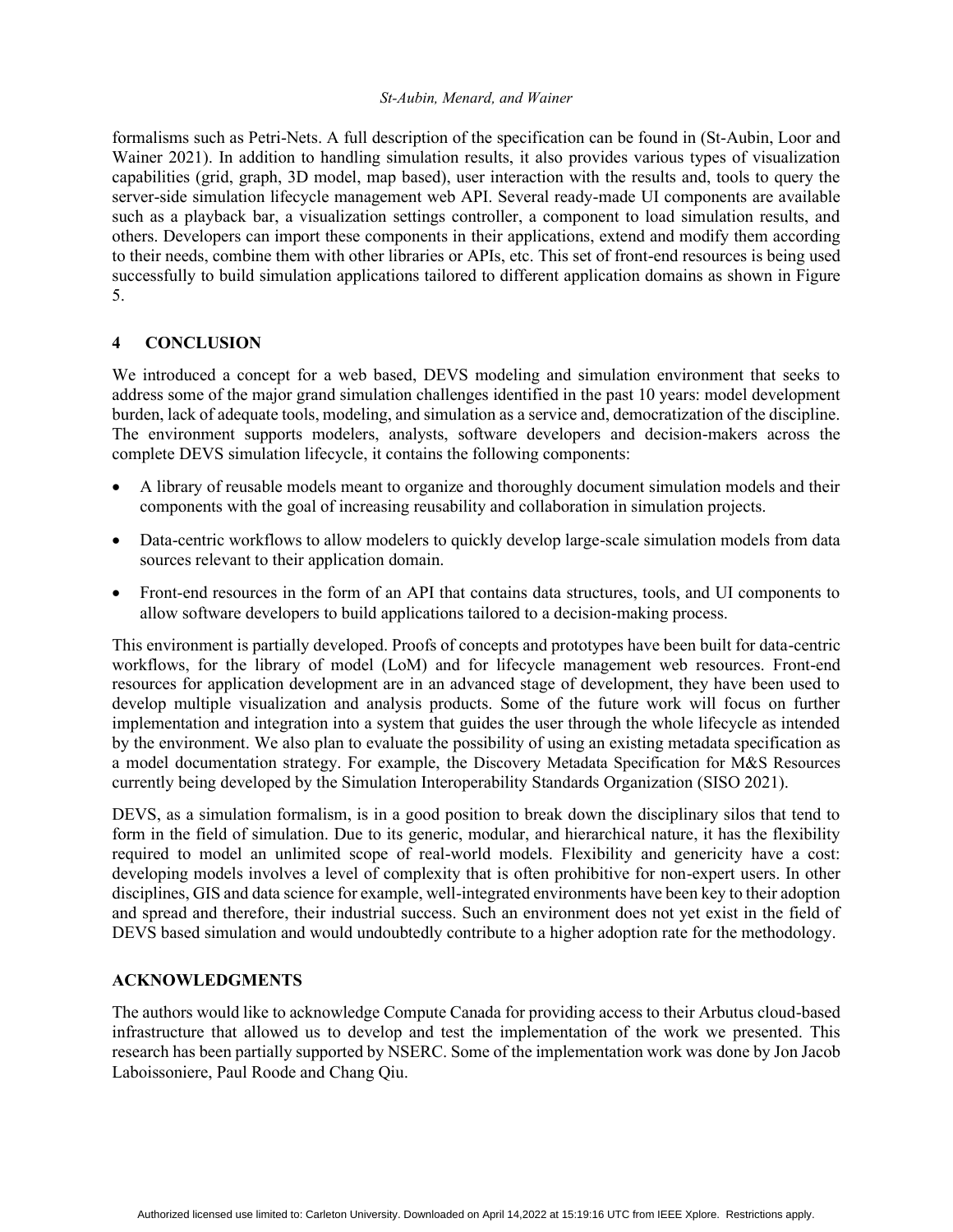formalisms such as Petri-Nets. A full description of the specification can be found in (St-Aubin, Loor and Wainer 2021). In addition to handling simulation results, it also provides various types of visualization capabilities (grid, graph, 3D model, map based), user interaction with the results and, tools to query the server-side simulation lifecycle management web API. Several ready-made UI components are available such as a playback bar, a visualization settings controller, a component to load simulation results, and others. Developers can import these components in their applications, extend and modify them according to their needs, combine them with other libraries or APIs, etc. This set of front-end resources is being used successfully to build simulation applications tailored to different application domains as shown in Figure 5.

## 4 CONCLUSION

We introduced a concept for a web based, DEVS modeling and simulation environment that seeks to address some of the major grand simulation challenges identified in the past 10 years: model development burden, lack of adequate tools, modeling, and simulation as a service and, democratization of the discipline. The environment supports modelers, analysts, software developers and decision-makers across the complete DEVS simulation lifecycle, it contains the following components:

- A library of reusable models meant to organize and thoroughly document simulation models and their components with the goal of increasing reusability and collaboration in simulation projects.
- Data-centric workflows to allow modelers to quickly develop large-scale simulation models from data sources relevant to their application domain.
- Front-end resources in the form of an API that contains data structures, tools, and UI components to allow software developers to build applications tailored to a decision-making process.

This environment is partially developed. Proofs of concepts and prototypes have been built for data-centric workflows, for the library of model (LoM) and for lifecycle management web resources. Front-end resources for application development are in an advanced stage of development, they have been used to develop multiple visualization and analysis products. Some of the future work will focus on further implementation and integration into a system that guides the user through the whole lifecycle as intended by the environment. We also plan to evaluate the possibility of using an existing metadata specification as a model documentation strategy. For example, the Discovery Metadata Specification for M&S Resources currently being developed by the Simulation Interoperability Standards Organization (SISO 2021).

DEVS, as a simulation formalism, is in a good position to break down the disciplinary silos that tend to form in the field of simulation. Due to its generic, modular, and hierarchical nature, it has the flexibility required to model an unlimited scope of real-world models. Flexibility and genericity have a cost: developing models involves a level of complexity that is often prohibitive for non-expert users. In other disciplines, GIS and data science for example, well-integrated environments have been key to their adoption and spread and therefore, their industrial success. Such an environment does not yet exist in the field of DEVS based simulation and would undoubtedly contribute to a higher adoption rate for the methodology.

## ACKNOWLEDGMENTS

The authors would like to acknowledge Compute Canada for providing access to their Arbutus cloud-based infrastructure that allowed us to develop and test the implementation of the work we presented. This research has been partially supported by NSERC. Some of the implementation work was done by Jon Jacob Laboissoniere, Paul Roode and Chang Qiu.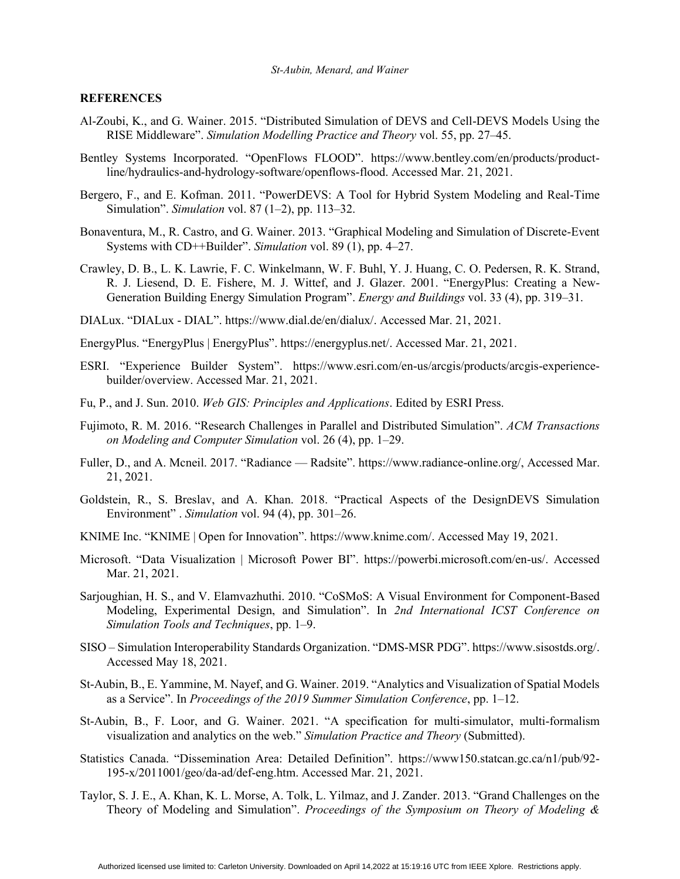## REFERENCES

Al-Zoubi, K., and G. Wainer. 2015. "Distributed Simulation of DEVS and Cell-DEVS Models Using the RISE Middleware". *Simulation Modelling Practice and Theory* vol. 55, pp. 27–45.

Bentley Systems Incorporated. "OpenFlows FLOOD". https://www.bentley.com/en/products/product-line/hydraulics-and-hydrology-software/openflows-flood. Accessed Mar. 21, 2021.

Bergero, F., and E. Kofman. 2011. "PowerDEVS: A Tool for Hybrid System Modeling and Real-Time Simulation". *Simulation* vol. 87 (1–2), pp. 113–32.

Bonaventura, M., R. Castro, and G. Wainer. 2013. "Graphical Modeling and Simulation of Discrete-Event Systems with CD++Builder". *Simulation* vol. 89 (1), pp. 4–27.

Crawley, D. B., L. K. Lawrie, F. C. Winkelmann, W. F. Buhl, Y. J. Huang, C. O. Pedersen, R. K. Strand, R. J. Liesend, D. E. Fishere, M. J. Wittef, and J. Glazer. 2001. "EnergyPlus: Creating a New-Generation Building Energy Simulation Program". *Energy and Buildings* vol. 33 (4), pp. 319–31.

DIALux. "DIALux - DIAL". https://www.dial.de/en/dialux/. Accessed Mar. 21, 2021.

EnergyPlus. "EnergyPlus | EnergyPlus". https://energyplus.net/. Accessed Mar. 21, 2021.

ESRI. "Experience Builder System". https://www.esri.com/en-us/arcgis/products/arcgis-experience-builder/overview. Accessed Mar. 21, 2021.

Fu, P., and J. Sun. 2010. *Web GIS: Principles and Applications*. Edited by ESRI Press.

Fujimoto, R. M. 2016. "Research Challenges in Parallel and Distributed Simulation". *ACM Transactions on Modeling and Computer Simulation* vol. 26 (4), pp. 1–29.

Fuller, D., and A. Mcneil. 2017. "Radiance — Radsite". https://www.radiance-online.org/, Accessed Mar. 21, 2021.

Goldstein, R., S. Breslav, and A. Khan. 2018. "Practical Aspects of the DesignDEVS Simulation Environment" . *Simulation* vol. 94 (4), pp. 301–26.

KNIME Inc. "KNIME | Open for Innovation". https://www.knime.com/. Accessed May 19, 2021.

Microsoft. "Data Visualization | Microsoft Power BI". https://powerbi.microsoft.com/en-us/. Accessed Mar. 21, 2021.

Sarjoughian, H. S., and V. Elamvazhuthi. 2010. "CoSMoS: A Visual Environment for Component-Based Modeling, Experimental Design, and Simulation". In *2nd International ICST Conference on Simulation Tools and Techniques*, pp. 1–9.

SISO – Simulation Interoperability Standards Organization. "DMS-MSR PDG". https://www.sisostds.org/. Accessed May 18, 2021.

St-Aubin, B., E. Yammine, M. Nayef, and G. Wainer. 2019. "Analytics and Visualization of Spatial Models as a Service". In *Proceedings of the 2019 Summer Simulation Conference*, pp. 1–12.

St-Aubin, B., F. Loor, and G. Wainer. 2021. "A specification for multi-simulator, multi-formalism visualization and analytics on the web." *Simulation Practice and Theory* (Submitted).

Statistics Canada. "Dissemination Area: Detailed Definition". https://www150.statcan.gc.ca/n1/pub/92-195-x/2011001/geo/da-ad/def-eng.htm. Accessed Mar. 21, 2021.

Taylor, S. J. E., A. Khan, K. L. Morse, A. Tolk, L. Yilmaz, and J. Zander. 2013. "Grand Challenges on the Theory of Modeling and Simulation". *Proceedings of the Symposium on Theory of Modeling &*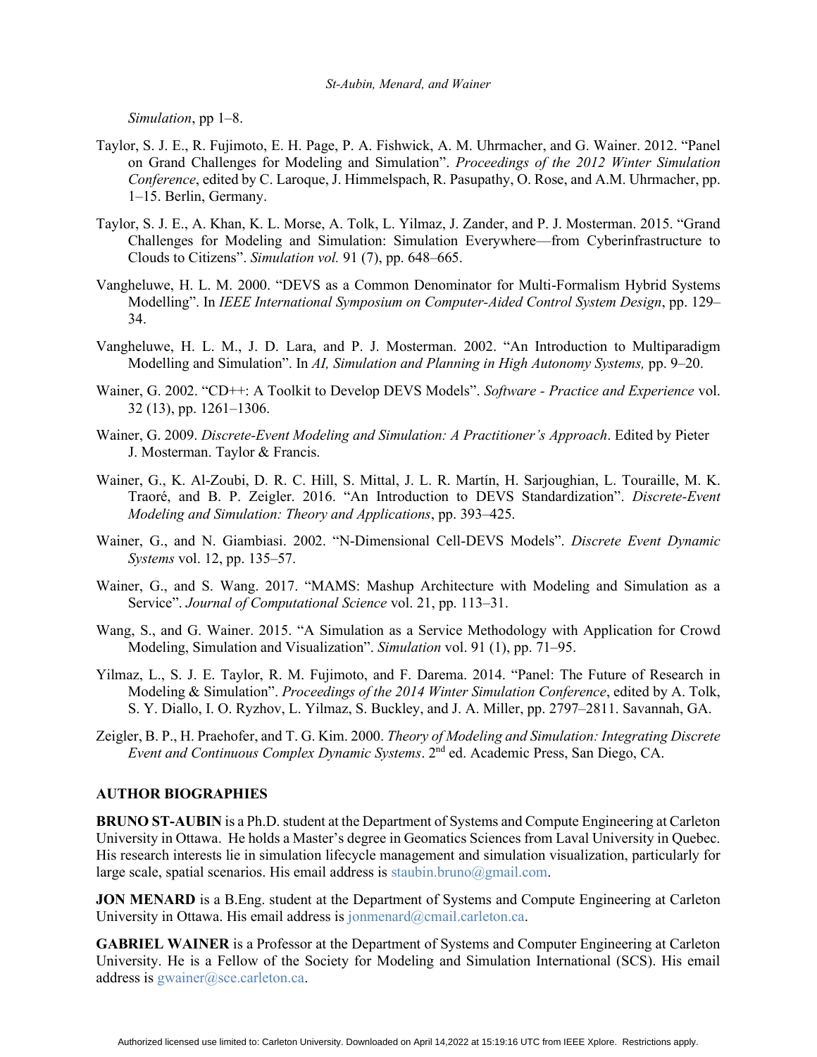*Simulation*, pp 1–8.

Taylor, S. J. E., R. Fujimoto, E. H. Page, P. A. Fishwick, A. M. Uhrmacher, and G. Wainer. 2012. "Panel on Grand Challenges for Modeling and Simulation". *Proceedings of the 2012 Winter Simulation Conference*, edited by C. Laroque, J. Himmelspach, R. Pasupathy, O. Rose, and A.M. Uhrmacher, pp. 1–15. Berlin, Germany.

Taylor, S. J. E., A. Khan, K. L. Morse, A. Tolk, L. Yilmaz, J. Zander, and P. J. Mosterman. 2015. "Grand Challenges for Modeling and Simulation: Simulation Everywhere—from Cyberinfrastructure to Clouds to Citizens". *Simulation vol.* 91 (7), pp. 648–665.

Vangheluwe, H. L. M. 2000. "DEVS as a Common Denominator for Multi-Formalism Hybrid Systems Modelling". In *IEEE International Symposium on Computer-Aided Control System Design*, pp. 129–34.

Vangheluwe, H. L. M., J. D. Lara, and P. J. Mosterman. 2002. "An Introduction to Multiparadigm Modelling and Simulation". In *AI, Simulation and Planning in High Autonomy Systems,* pp. 9–20.

Wainer, G. 2002. "CD++: A Toolkit to Develop DEVS Models". *Software - Practice and Experience* vol. 32 (13), pp. 1261–1306.

Wainer, G. 2009. *Discrete-Event Modeling and Simulation: A Practitioner's Approach*. Edited by Pieter J. Mosterman. Taylor & Francis.

Wainer, G., K. Al-Zoubi, D. R. C. Hill, S. Mittal, J. L. R. Martín, H. Sarjoughian, L. Touraille, M. K. Traoré, and B. P. Zeigler. 2016. "An Introduction to DEVS Standardization". *Discrete-Event Modeling and Simulation: Theory and Applications*, pp. 393–425.

Wainer, G., and N. Giambiasi. 2002. "N-Dimensional Cell-DEVS Models". *Discrete Event Dynamic Systems* vol. 12, pp. 135–57.

Wainer, G., and S. Wang. 2017. "MAMS: Mashup Architecture with Modeling and Simulation as a Service". *Journal of Computational Science* vol. 21, pp. 113–31.

Wang, S., and G. Wainer. 2015. "A Simulation as a Service Methodology with Application for Crowd Modeling, Simulation and Visualization". *Simulation* vol. 91 (1), pp. 71–95.

Yilmaz, L., S. J. E. Taylor, R. M. Fujimoto, and F. Darema. 2014. "Panel: The Future of Research in Modeling & Simulation". *Proceedings of the 2014 Winter Simulation Conference*, edited by A. Tolk, S. Y. Diallo, I. O. Ryzhov, L. Yilmaz, S. Buckley, and J. A. Miller, pp. 2797–2811. Savannah, GA.

Zeigler, B. P., H. Praehofer, and T. G. Kim. 2000. *Theory of Modeling and Simulation: Integrating Discrete Event and Continuous Complex Dynamic Systems*. 2nd ed. Academic Press, San Diego, CA.

## AUTHOR BIOGRAPHIES

**BRUNO ST-AUBIN** is a Ph.D. student at the Department of Systems and Compute Engineering at Carleton University in Ottawa. He holds a Master's degree in Geomatics Sciences from Laval University in Quebec. His research interests lie in simulation lifecycle management and simulation visualization, particularly for large scale, spatial scenarios. His email address is staubin.bruno@gmail.com.

**JON MENARD** is a B.Eng. student at the Department of Systems and Compute Engineering at Carleton University in Ottawa. His email address is jonmenard@cmail.carleton.ca.

**GABRIEL WAINER** is a Professor at the Department of Systems and Computer Engineering at Carleton University. He is a Fellow of the Society for Modeling and Simulation International (SCS). His email address is gwainer@sce.carleton.ca.